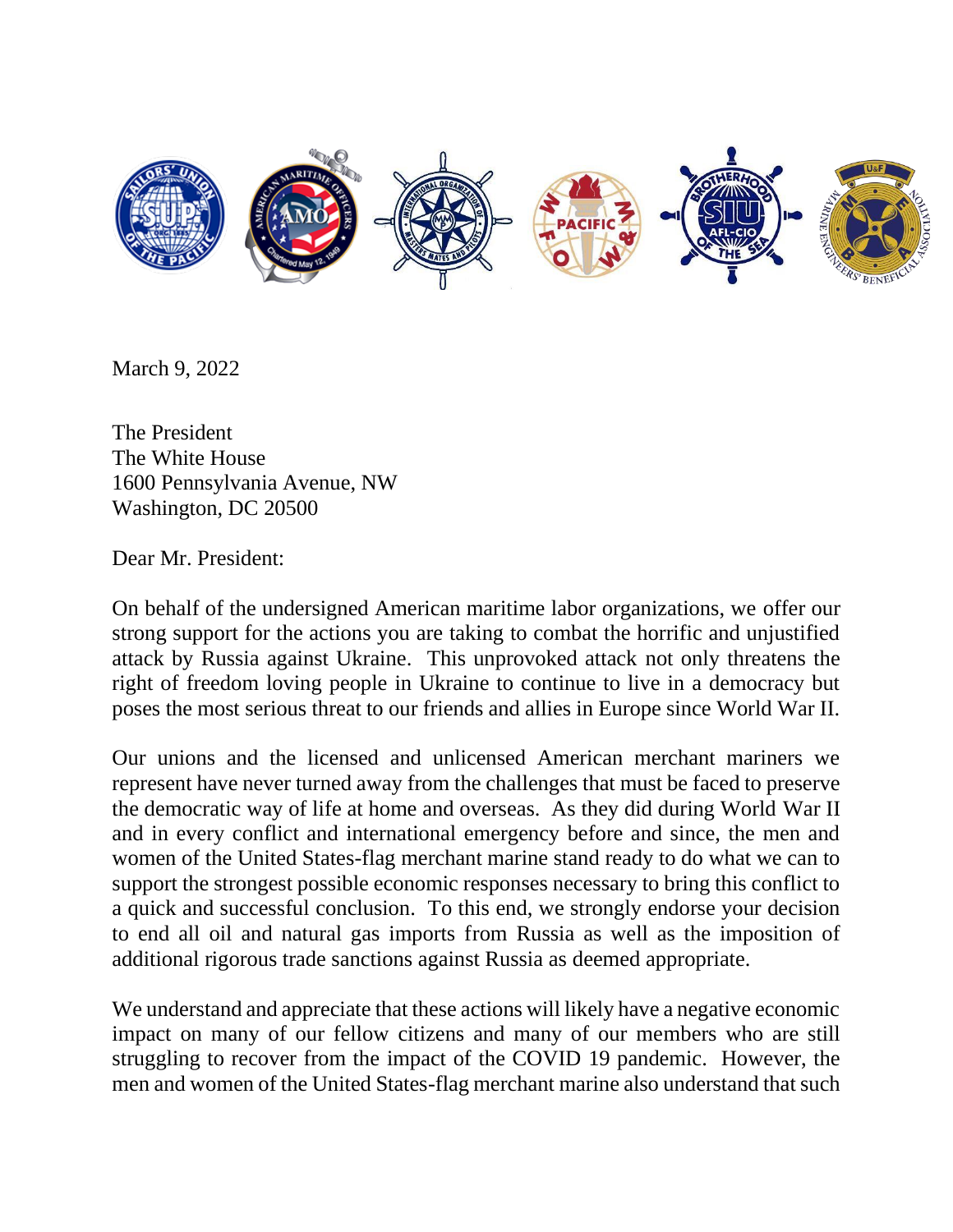March 9, 2022

The President
The White House
1600 Pennsylvania Avenue, NW
Washington, DC 20500

Dear Mr. President:

On behalf of the undersigned American maritime labor organizations, we offer our strong support for the actions you are taking to combat the horrific and unjustified attack by Russia against Ukraine. This unprovoked attack not only threatens the right of freedom loving people in Ukraine to continue to live in a democracy but poses the most serious threat to our friends and allies in Europe since World War II.

Our unions and the licensed and unlicensed American merchant mariners we represent have never turned away from the challenges that must be faced to preserve the democratic way of life at home and overseas. As they did during World War II and in every conflict and international emergency before and since, the men and women of the United States-flag merchant marine stand ready to do what we can to support the strongest possible economic responses necessary to bring this conflict to a quick and successful conclusion. To this end, we strongly endorse your decision to end all oil and natural gas imports from Russia as well as the imposition of additional rigorous trade sanctions against Russia as deemed appropriate.

We understand and appreciate that these actions will likely have a negative economic impact on many of our fellow citizens and many of our members who are still struggling to recover from the impact of the COVID 19 pandemic. However, the men and women of the United States-flag merchant marine also understand that such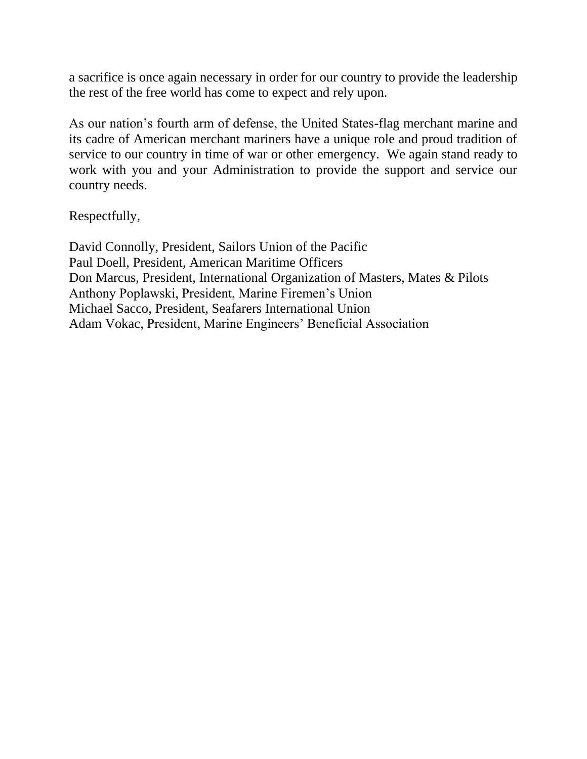a sacrifice is once again necessary in order for our country to provide the leadership the rest of the free world has come to expect and rely upon.

As our nation's fourth arm of defense, the United States-flag merchant marine and its cadre of American merchant mariners have a unique role and proud tradition of service to our country in time of war or other emergency. We again stand ready to work with you and your Administration to provide the support and service our country needs.

Respectfully,

David Connolly, President, Sailors Union of the Pacific  
Paul Doell, President, American Maritime Officers  
Don Marcus, President, International Organization of Masters, Mates & Pilots  
Anthony Poplawski, President, Marine Firemen's Union  
Michael Sacco, President, Seafarers International Union  
Adam Vokac, President, Marine Engineers' Beneficial Association